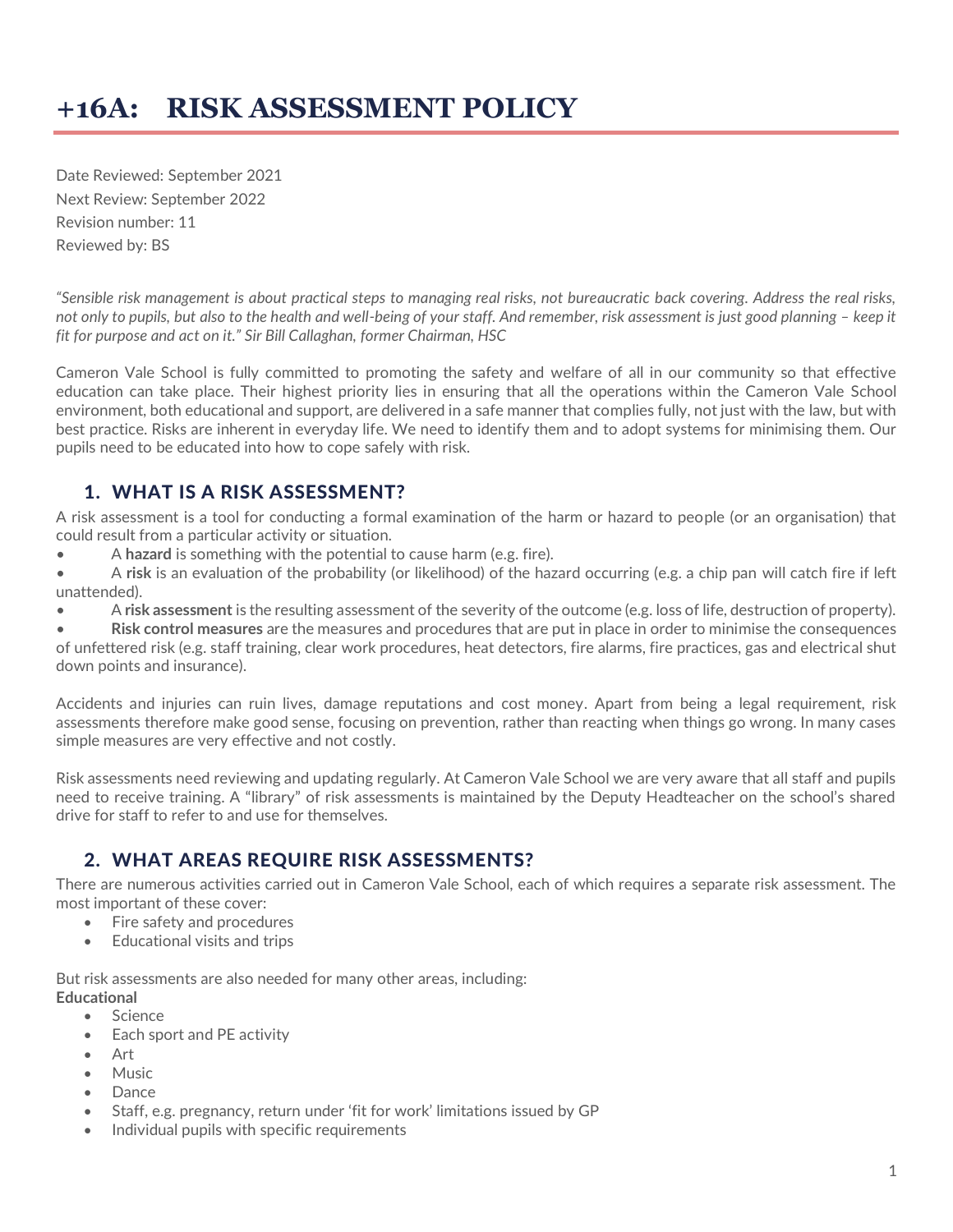# +16A: RISK ASSESSMENT POLICY

Date Reviewed: September 2021
Next Review: September 2022
Revision number: 11
Reviewed by: BS

*"Sensible risk management is about practical steps to managing real risks, not bureaucratic back covering. Address the real risks, not only to pupils, but also to the health and well-being of your staff. And remember, risk assessment is just good planning – keep it fit for purpose and act on it." Sir Bill Callaghan, former Chairman, HSC*

Cameron Vale School is fully committed to promoting the safety and welfare of all in our community so that effective education can take place. Their highest priority lies in ensuring that all the operations within the Cameron Vale School environment, both educational and support, are delivered in a safe manner that complies fully, not just with the law, but with best practice. Risks are inherent in everyday life. We need to identify them and to adopt systems for minimising them. Our pupils need to be educated into how to cope safely with risk.

## 1. WHAT IS A RISK ASSESSMENT?

A risk assessment is a tool for conducting a formal examination of the harm or hazard to people (or an organisation) that could result from a particular activity or situation.

- A **hazard** is something with the potential to cause harm (e.g. fire).
- A **risk** is an evaluation of the probability (or likelihood) of the hazard occurring (e.g. a chip pan will catch fire if left unattended).
- A **risk assessment** is the resulting assessment of the severity of the outcome (e.g. loss of life, destruction of property).
- **Risk control measures** are the measures and procedures that are put in place in order to minimise the consequences of unfettered risk (e.g. staff training, clear work procedures, heat detectors, fire alarms, fire practices, gas and electrical shut down points and insurance).

Accidents and injuries can ruin lives, damage reputations and cost money. Apart from being a legal requirement, risk assessments therefore make good sense, focusing on prevention, rather than reacting when things go wrong. In many cases simple measures are very effective and not costly.

Risk assessments need reviewing and updating regularly. At Cameron Vale School we are very aware that all staff and pupils need to receive training. A "library" of risk assessments is maintained by the Deputy Headteacher on the school's shared drive for staff to refer to and use for themselves.

## 2. WHAT AREAS REQUIRE RISK ASSESSMENTS?

There are numerous activities carried out in Cameron Vale School, each of which requires a separate risk assessment. The most important of these cover:

- Fire safety and procedures
- Educational visits and trips

But risk assessments are also needed for many other areas, including:

**Educational**

- Science
- Each sport and PE activity
- Art
- Music
- Dance
- Staff, e.g. pregnancy, return under 'fit for work' limitations issued by GP
- Individual pupils with specific requirements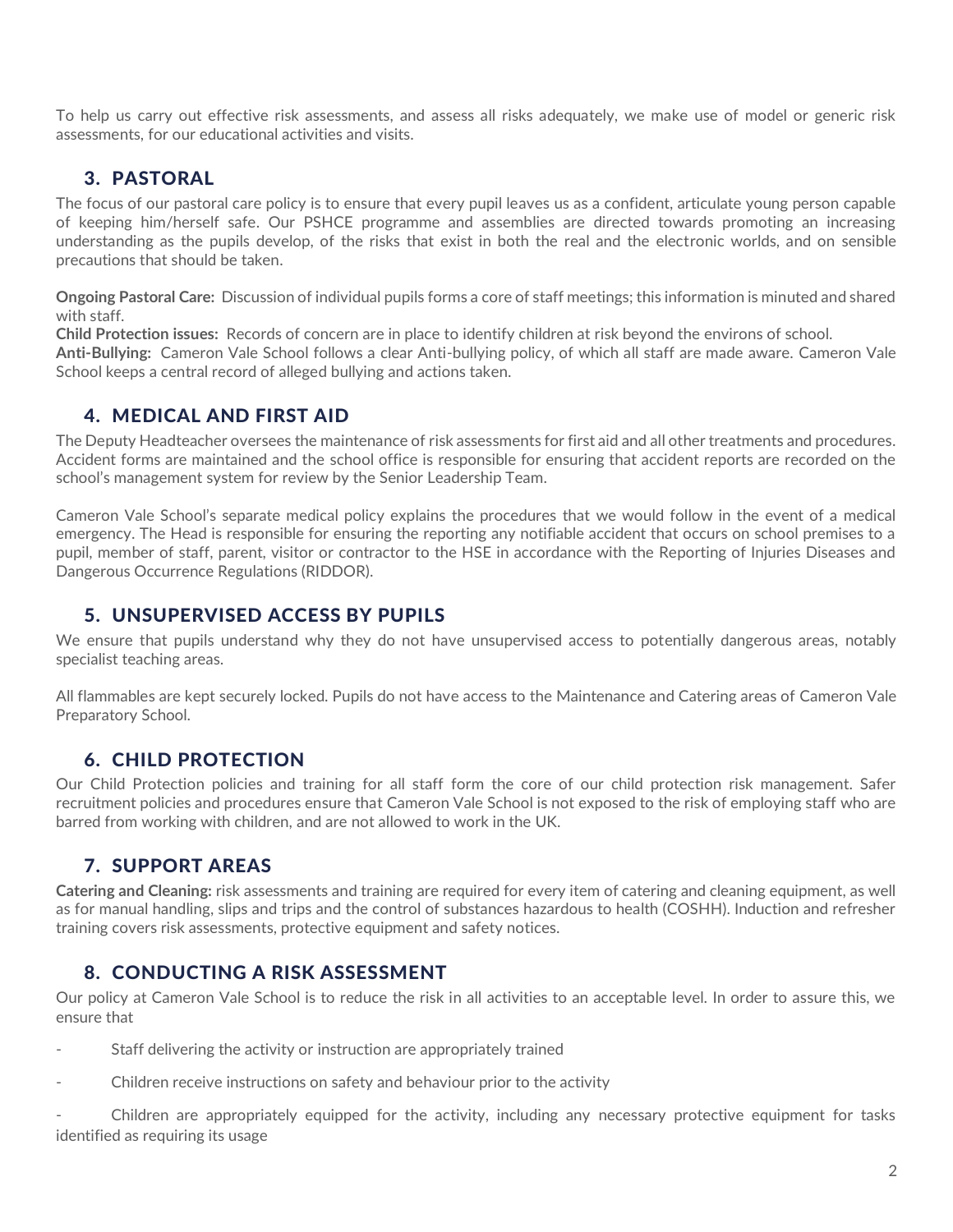To help us carry out effective risk assessments, and assess all risks adequately, we make use of model or generic risk assessments, for our educational activities and visits.

## 3. PASTORAL

The focus of our pastoral care policy is to ensure that every pupil leaves us as a confident, articulate young person capable of keeping him/herself safe. Our PSHCE programme and assemblies are directed towards promoting an increasing understanding as the pupils develop, of the risks that exist in both the real and the electronic worlds, and on sensible precautions that should be taken.

**Ongoing Pastoral Care:** Discussion of individual pupils forms a core of staff meetings; this information is minuted and shared with staff.
**Child Protection issues:** Records of concern are in place to identify children at risk beyond the environs of school.
**Anti-Bullying:** Cameron Vale School follows a clear Anti-bullying policy, of which all staff are made aware. Cameron Vale School keeps a central record of alleged bullying and actions taken.

## 4. MEDICAL AND FIRST AID

The Deputy Headteacher oversees the maintenance of risk assessments for first aid and all other treatments and procedures. Accident forms are maintained and the school office is responsible for ensuring that accident reports are recorded on the school's management system for review by the Senior Leadership Team.

Cameron Vale School's separate medical policy explains the procedures that we would follow in the event of a medical emergency. The Head is responsible for ensuring the reporting any notifiable accident that occurs on school premises to a pupil, member of staff, parent, visitor or contractor to the HSE in accordance with the Reporting of Injuries Diseases and Dangerous Occurrence Regulations (RIDDOR).

## 5. UNSUPERVISED ACCESS BY PUPILS

We ensure that pupils understand why they do not have unsupervised access to potentially dangerous areas, notably specialist teaching areas.

All flammables are kept securely locked. Pupils do not have access to the Maintenance and Catering areas of Cameron Vale Preparatory School.

## 6. CHILD PROTECTION

Our Child Protection policies and training for all staff form the core of our child protection risk management. Safer recruitment policies and procedures ensure that Cameron Vale School is not exposed to the risk of employing staff who are barred from working with children, and are not allowed to work in the UK.

## 7. SUPPORT AREAS

**Catering and Cleaning:** risk assessments and training are required for every item of catering and cleaning equipment, as well as for manual handling, slips and trips and the control of substances hazardous to health (COSHH). Induction and refresher training covers risk assessments, protective equipment and safety notices.

## 8. CONDUCTING A RISK ASSESSMENT

Our policy at Cameron Vale School is to reduce the risk in all activities to an acceptable level. In order to assure this, we ensure that

- Staff delivering the activity or instruction are appropriately trained
- Children receive instructions on safety and behaviour prior to the activity
- Children are appropriately equipped for the activity, including any necessary protective equipment for tasks identified as requiring its usage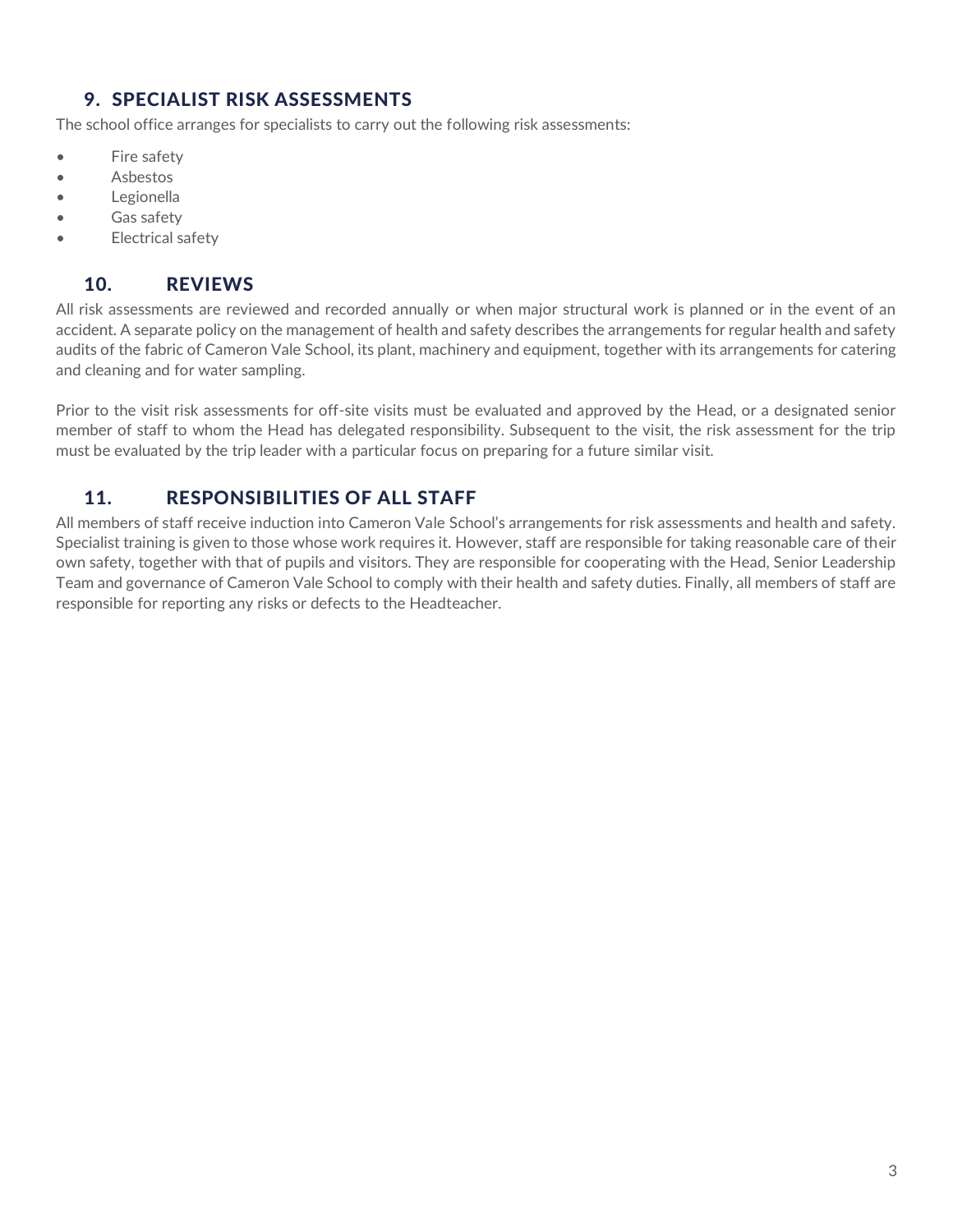## 9. SPECIALIST RISK ASSESSMENTS

The school office arranges for specialists to carry out the following risk assessments:

- Fire safety
- Asbestos
- Legionella
- Gas safety
- Electrical safety

## 10. REVIEWS

All risk assessments are reviewed and recorded annually or when major structural work is planned or in the event of an accident. A separate policy on the management of health and safety describes the arrangements for regular health and safety audits of the fabric of Cameron Vale School, its plant, machinery and equipment, together with its arrangements for catering and cleaning and for water sampling.

Prior to the visit risk assessments for off-site visits must be evaluated and approved by the Head, or a designated senior member of staff to whom the Head has delegated responsibility. Subsequent to the visit, the risk assessment for the trip must be evaluated by the trip leader with a particular focus on preparing for a future similar visit.

## 11. RESPONSIBILITIES OF ALL STAFF

All members of staff receive induction into Cameron Vale School's arrangements for risk assessments and health and safety. Specialist training is given to those whose work requires it. However, staff are responsible for taking reasonable care of their own safety, together with that of pupils and visitors. They are responsible for cooperating with the Head, Senior Leadership Team and governance of Cameron Vale School to comply with their health and safety duties. Finally, all members of staff are responsible for reporting any risks or defects to the Headteacher.